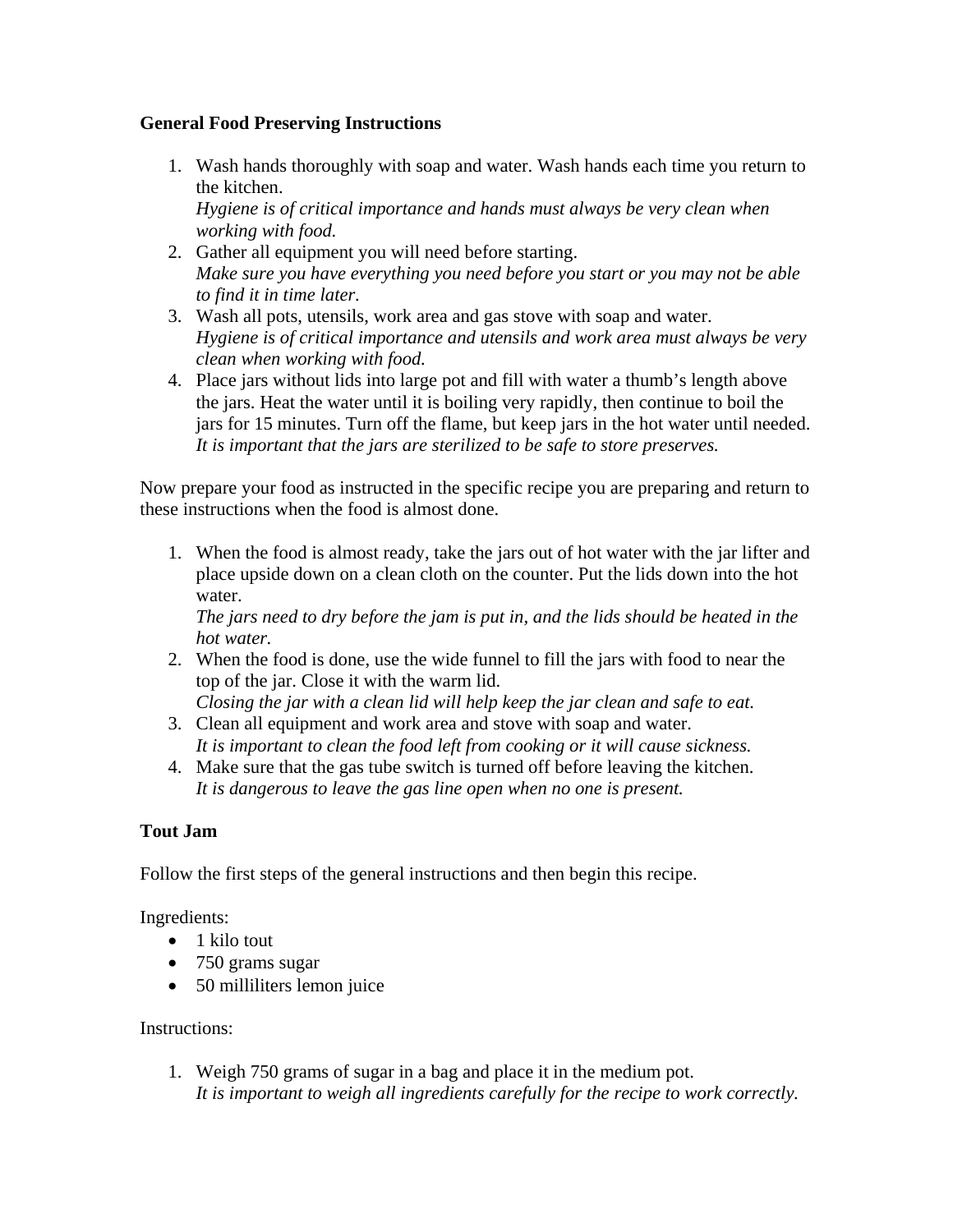**General Food Preserving Instructions**

1. Wash hands thoroughly with soap and water. Wash hands each time you return to the kitchen.
   *Hygiene is of critical importance and hands must always be very clean when working with food.*
2. Gather all equipment you will need before starting.
   *Make sure you have everything you need before you start or you may not be able to find it in time later.*
3. Wash all pots, utensils, work area and gas stove with soap and water.
   *Hygiene is of critical importance and utensils and work area must always be very clean when working with food.*
4. Place jars without lids into large pot and fill with water a thumb's length above the jars. Heat the water until it is boiling very rapidly, then continue to boil the jars for 15 minutes. Turn off the flame, but keep jars in the hot water until needed.
   *It is important that the jars are sterilized to be safe to store preserves.*

Now prepare your food as instructed in the specific recipe you are preparing and return to these instructions when the food is almost done.

1. When the food is almost ready, take the jars out of hot water with the jar lifter and place upside down on a clean cloth on the counter. Put the lids down into the hot water.
   *The jars need to dry before the jam is put in, and the lids should be heated in the hot water.*
2. When the food is done, use the wide funnel to fill the jars with food to near the top of the jar. Close it with the warm lid.
   *Closing the jar with a clean lid will help keep the jar clean and safe to eat.*
3. Clean all equipment and work area and stove with soap and water.
   *It is important to clean the food left from cooking or it will cause sickness.*
4. Make sure that the gas tube switch is turned off before leaving the kitchen.
   *It is dangerous to leave the gas line open when no one is present.*

**Tout Jam**

Follow the first steps of the general instructions and then begin this recipe.

Ingredients:

- 1 kilo tout
- 750 grams sugar
- 50 milliliters lemon juice

Instructions:

1. Weigh 750 grams of sugar in a bag and place it in the medium pot.
   *It is important to weigh all ingredients carefully for the recipe to work correctly.*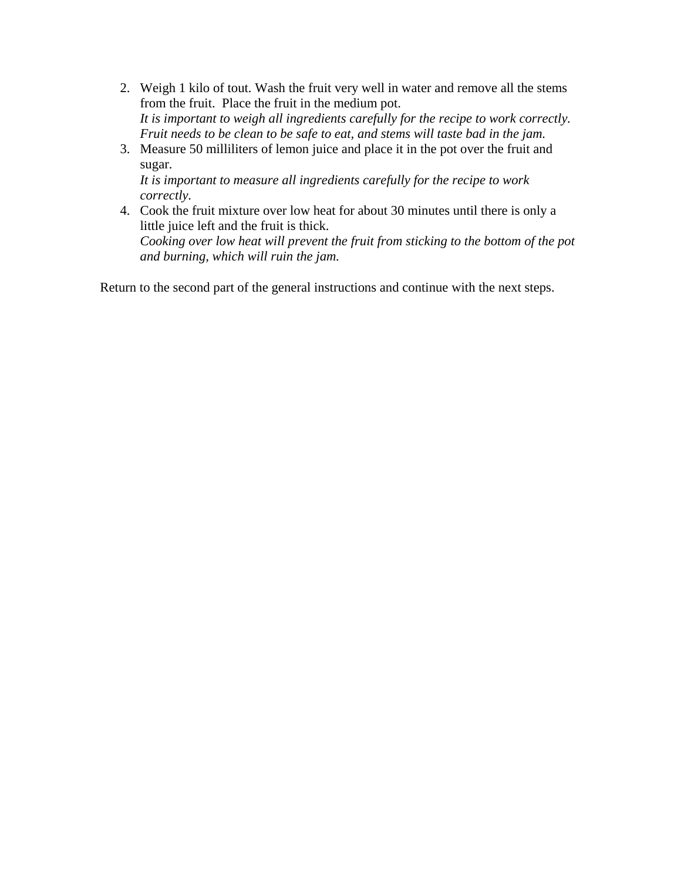2. Weigh 1 kilo of tout. Wash the fruit very well in water and remove all the stems from the fruit. Place the fruit in the medium pot.
   *It is important to weigh all ingredients carefully for the recipe to work correctly. Fruit needs to be clean to be safe to eat, and stems will taste bad in the jam.*
3. Measure 50 milliliters of lemon juice and place it in the pot over the fruit and sugar.
   *It is important to measure all ingredients carefully for the recipe to work correctly.*
4. Cook the fruit mixture over low heat for about 30 minutes until there is only a little juice left and the fruit is thick.
   *Cooking over low heat will prevent the fruit from sticking to the bottom of the pot and burning, which will ruin the jam.*

Return to the second part of the general instructions and continue with the next steps.